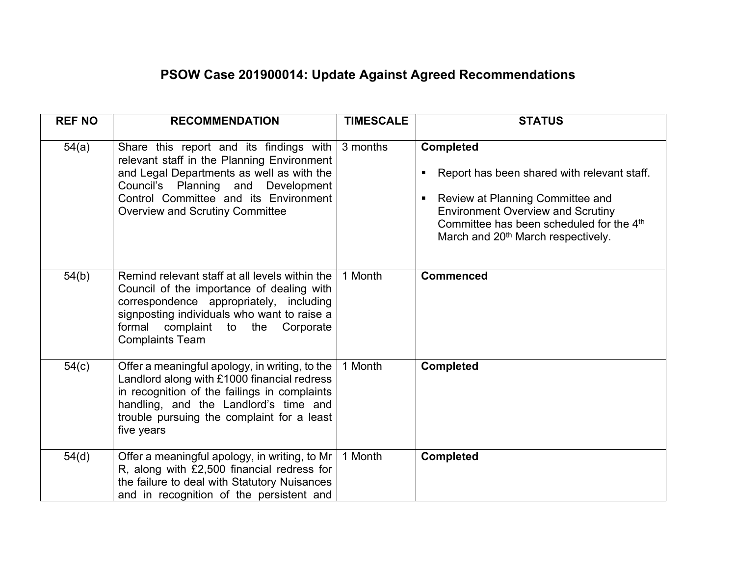# PSOW Case 201900014: Update Against Agreed Recommendations

| REF NO | RECOMMENDATION | TIMESCALE | STATUS |
|---|---|---|---|
| 54(a) | Share this report and its findings with relevant staff in the Planning Environment and Legal Departments as well as with the Council's Planning and Development Control Committee and its Environment Overview and Scrutiny Committee | 3 months | **Completed**<br><br>▪ Report has been shared with relevant staff.<br><br>▪ Review at Planning Committee and Environment Overview and Scrutiny Committee has been scheduled for the 4th March and 20th March respectively. |
| 54(b) | Remind relevant staff at all levels within the Council of the importance of dealing with correspondence appropriately, including signposting individuals who want to raise a formal complaint to the Corporate Complaints Team | 1 Month | **Commenced** |
| 54(c) | Offer a meaningful apology, in writing, to the Landlord along with £1000 financial redress in recognition of the failings in complaints handling, and the Landlord's time and trouble pursuing the complaint for a least five years | 1 Month | **Completed** |
| 54(d) | Offer a meaningful apology, in writing, to Mr R, along with £2,500 financial redress for the failure to deal with Statutory Nuisances and in recognition of the persistent and | 1 Month | **Completed** |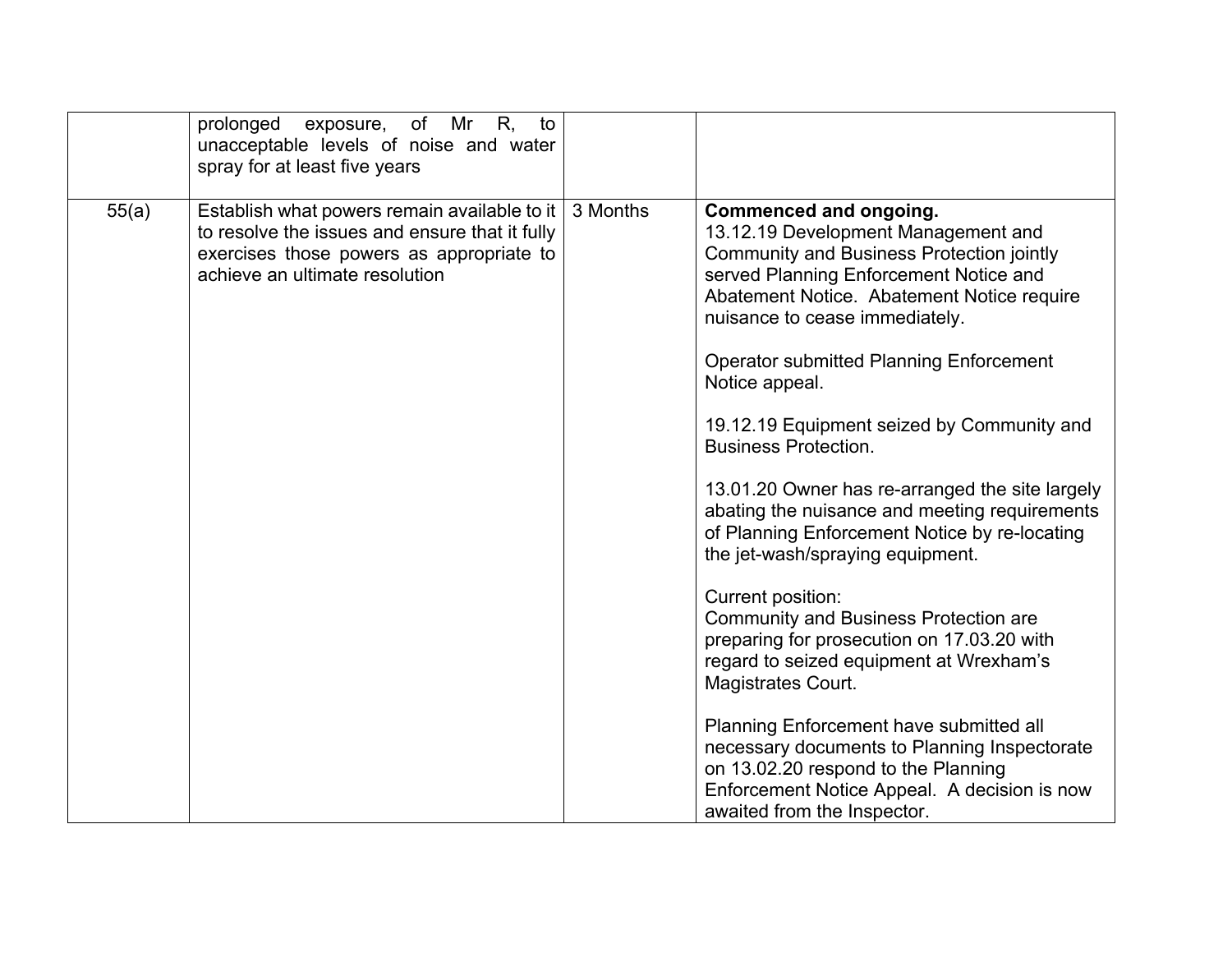| | | | |
|---|---|---|---|
| | prolonged exposure, of Mr R, to unacceptable levels of noise and water spray for at least five years | | |
| 55(a) | Establish what powers remain available to it to resolve the issues and ensure that it fully exercises those powers as appropriate to achieve an ultimate resolution | 3 Months | **Commenced and ongoing.**<br>13.12.19 Development Management and Community and Business Protection jointly served Planning Enforcement Notice and Abatement Notice. Abatement Notice require nuisance to cease immediately.<br><br>Operator submitted Planning Enforcement Notice appeal.<br><br>19.12.19 Equipment seized by Community and Business Protection.<br><br>13.01.20 Owner has re-arranged the site largely abating the nuisance and meeting requirements of Planning Enforcement Notice by re-locating the jet-wash/spraying equipment.<br><br>Current position:<br>Community and Business Protection are preparing for prosecution on 17.03.20 with regard to seized equipment at Wrexham's Magistrates Court.<br><br>Planning Enforcement have submitted all necessary documents to Planning Inspectorate on 13.02.20 respond to the Planning Enforcement Notice Appeal. A decision is now awaited from the Inspector. |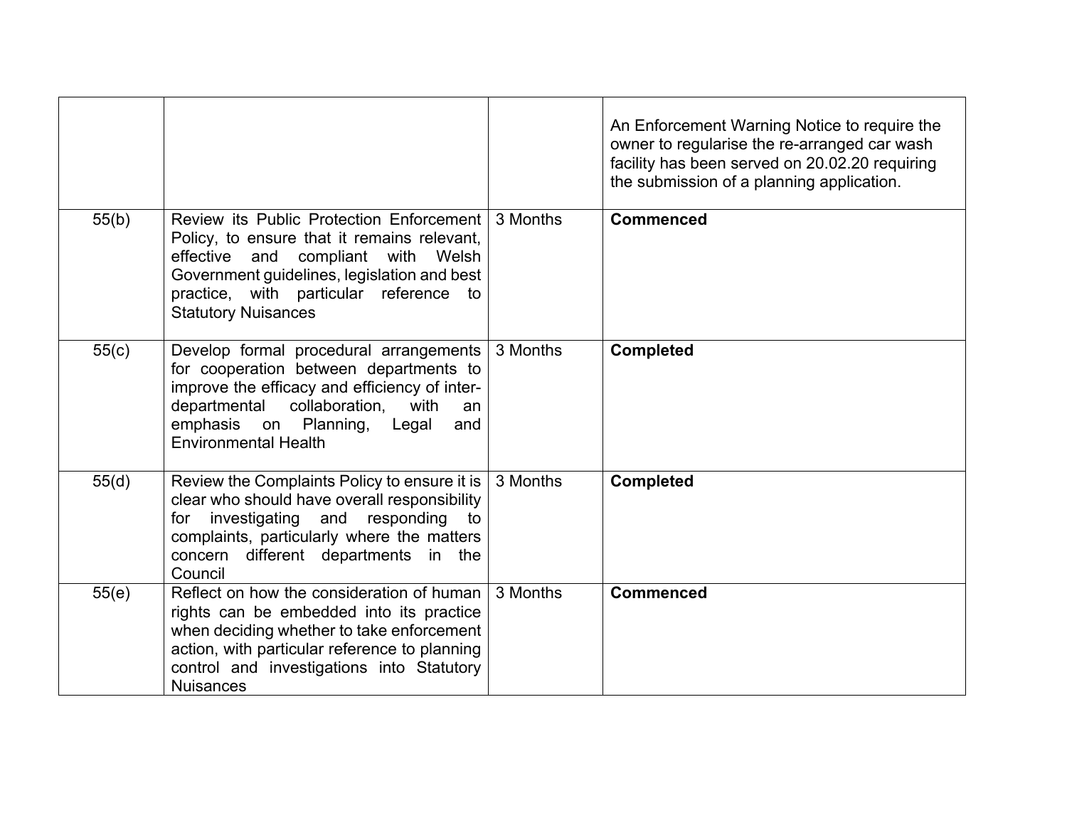| | | | |
|---|---|---|---|
| | | | An Enforcement Warning Notice to require the owner to regularise the re-arranged car wash facility has been served on 20.02.20 requiring the submission of a planning application. |
| 55(b) | Review its Public Protection Enforcement Policy, to ensure that it remains relevant, effective and compliant with Welsh Government guidelines, legislation and best practice, with particular reference to Statutory Nuisances | 3 Months | **Commenced** |
| 55(c) | Develop formal procedural arrangements for cooperation between departments to improve the efficacy and efficiency of inter-departmental collaboration, with an emphasis on Planning, Legal and Environmental Health | 3 Months | **Completed** |
| 55(d) | Review the Complaints Policy to ensure it is clear who should have overall responsibility for investigating and responding to complaints, particularly where the matters concern different departments in the Council | 3 Months | **Completed** |
| 55(e) | Reflect on how the consideration of human rights can be embedded into its practice when deciding whether to take enforcement action, with particular reference to planning control and investigations into Statutory Nuisances | 3 Months | **Commenced** |